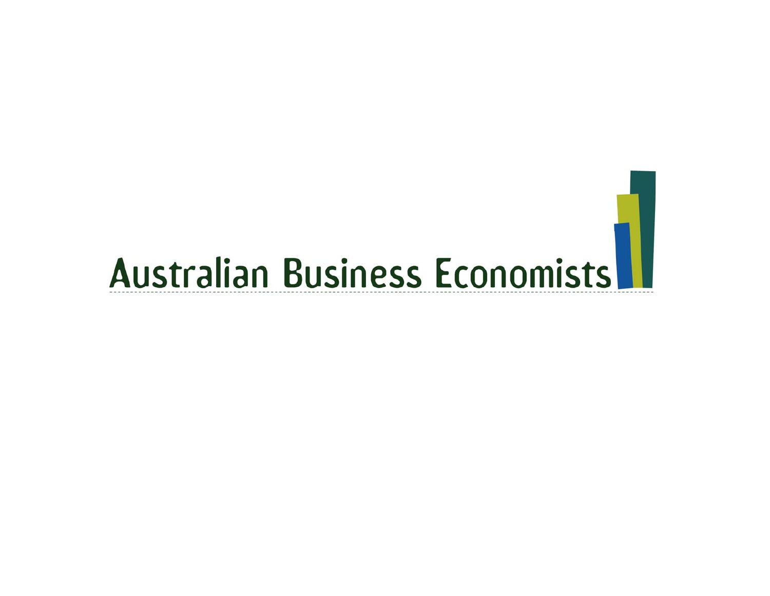# Australian Business Economists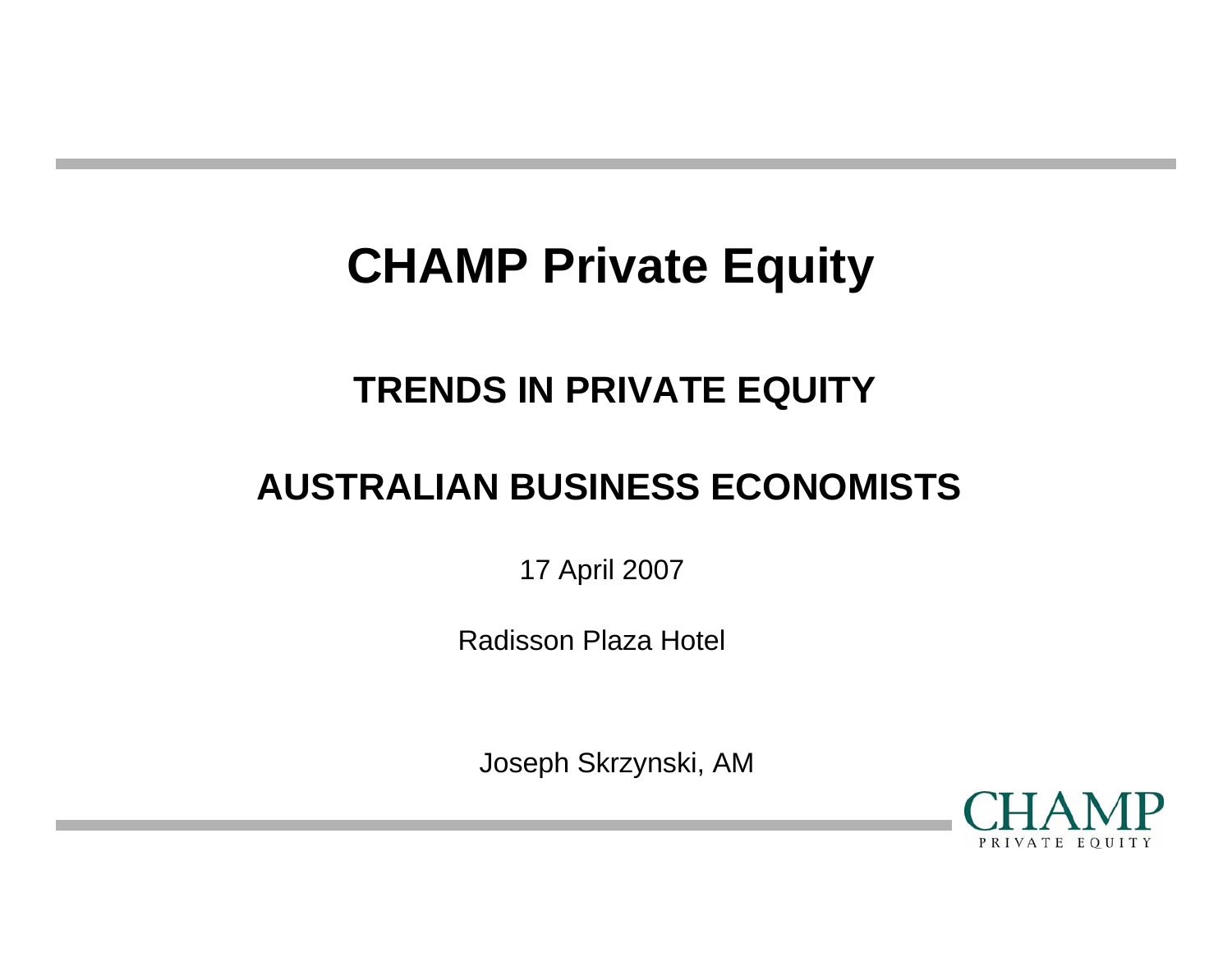# CHAMP Private Equity

## TRENDS IN PRIVATE EQUITY

## AUSTRALIAN BUSINESS ECONOMISTS

17 April 2007

Radisson Plaza Hotel

Joseph Skrzynski, AM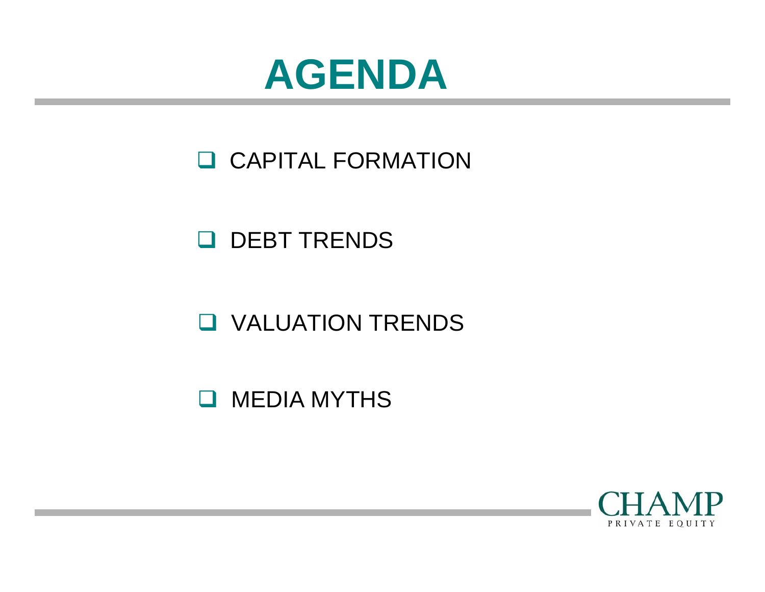# AGENDA

- CAPITAL FORMATION
- DEBT TRENDS
- VALUATION TRENDS
- MEDIA MYTHS

CHAMP PRIVATE EQUITY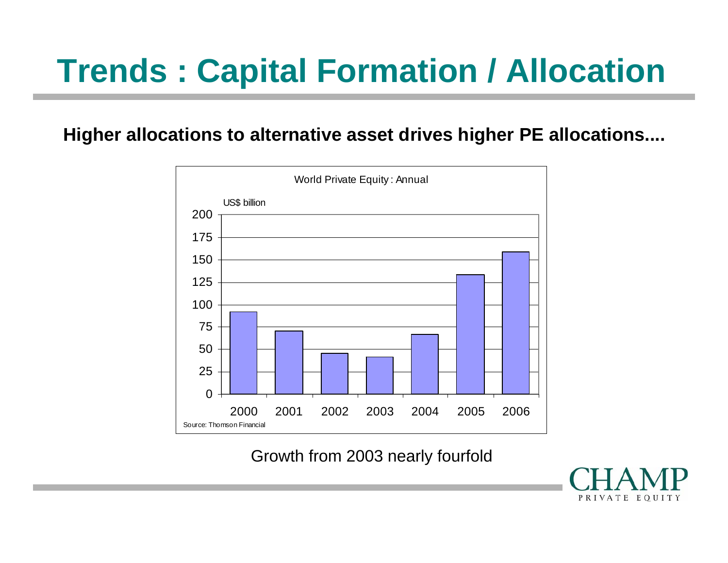# Trends : Capital Formation / Allocation

**Higher allocations to alternative asset drives higher PE allocations....**

World Private Equity : Annual

US$ billion

| Year | US$ billion (approx.) |
|---|---|
| 2000 | 92 |
| 2001 | 70 |
| 2002 | 45 |
| 2003 | 41 |
| 2004 | 66 |
| 2005 | 133 |
| 2006 | 159 |

Source: Thomson Financial

Growth from 2003 nearly fourfold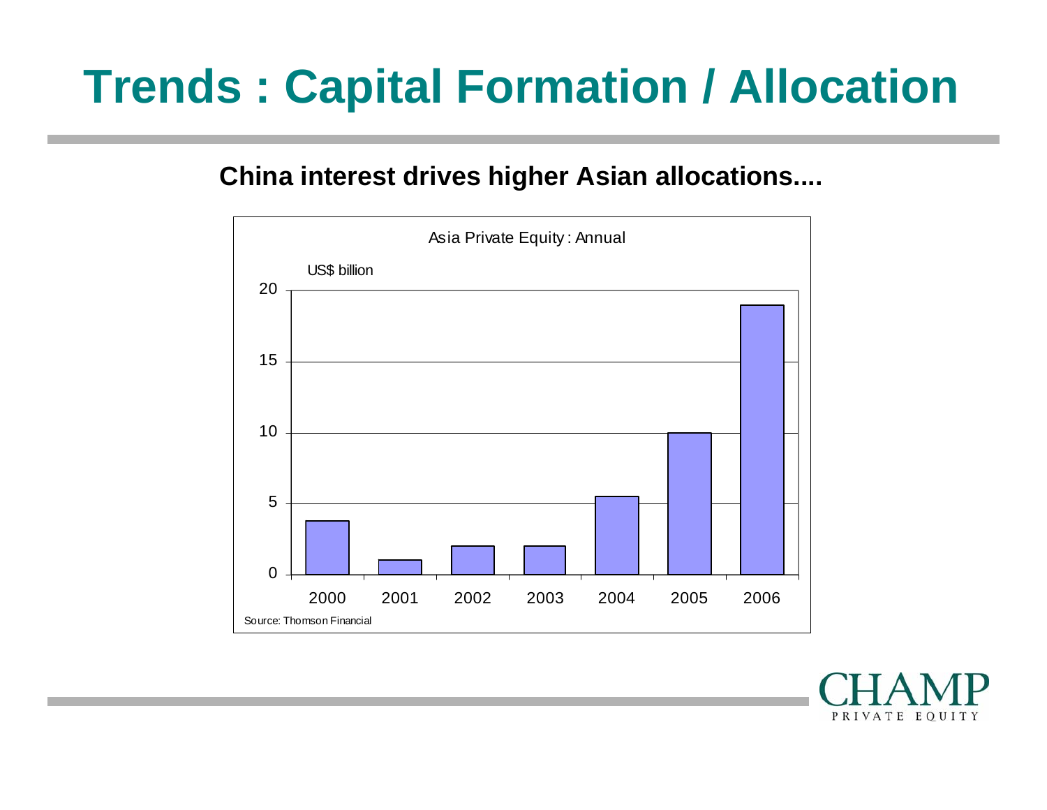# Trends : Capital Formation / Allocation

**China interest drives higher Asian allocations....**

Asia Private Equity : Annual

US$ billion

| Year | Value |
|---|---|
| 2000 | ~3.8 |
| 2001 | ~1 |
| 2002 | ~2 |
| 2003 | ~2 |
| 2004 | ~5.5 |
| 2005 | ~10 |
| 2006 | ~19 |

Source: Thomson Financial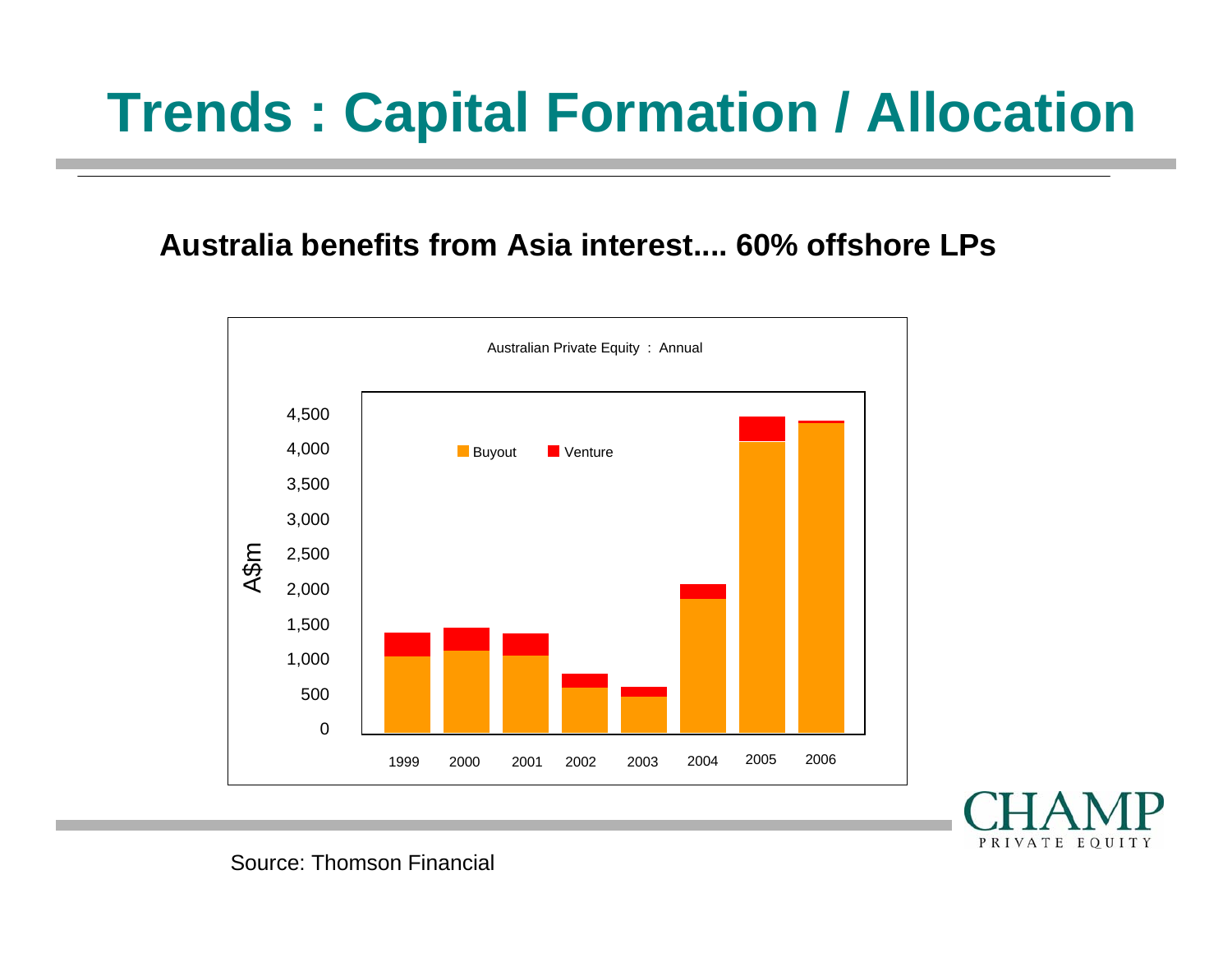# Trends : Capital Formation / Allocation

**Australia benefits from Asia interest.... 60% offshore LPs**

Australian Private Equity : Annual

A$m

4,500
4,000
3,500
3,000
2,500
2,000
1,500
1,000
500
0

Buyout  Venture

1999 2000 2001 2002 2003 2004 2005 2006

CHAMP PRIVATE EQUITY

Source: Thomson Financial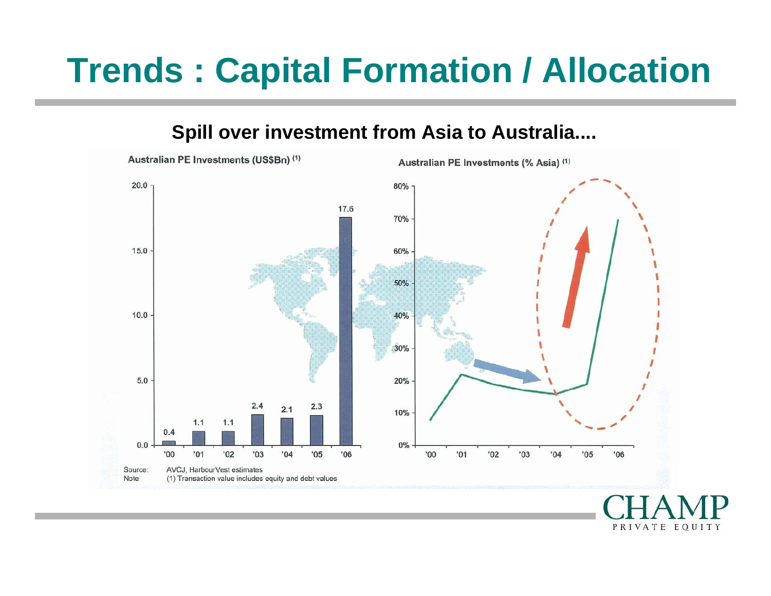# Trends : Capital Formation / Allocation

**Spill over investment from Asia to Australia....**

Australian PE Investments (US$Bn) [(1)]

| Year | '00 | '01 | '02 | '03 | '04 | '05 | '06 |
|---|---|---|---|---|---|---|---|
| US$Bn | 0.4 | 1.1 | 1.1 | 2.4 | 2.1 | 2.3 | 17.6 |

Australian PE Investments (% Asia) [(1)]

Source: AVCJ, HarbourVest estimates

Note (1) Transaction value includes equity and debt values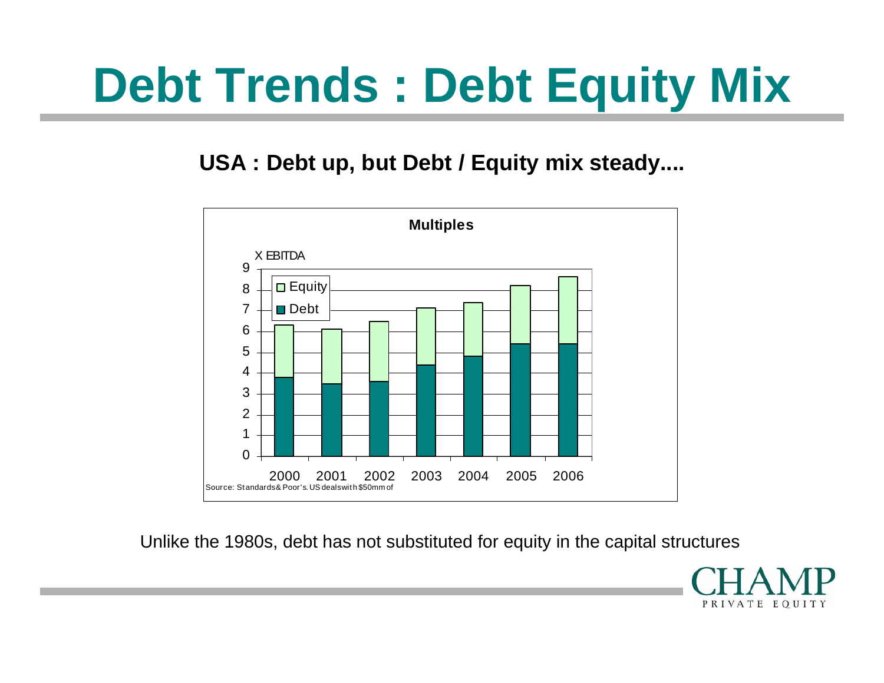# Debt Trends : Debt Equity Mix

**USA : Debt up, but Debt / Equity mix steady....**

**Multiples**

X EBITDA

| Year | Debt | Equity | Total |
|---|---|---|---|
| 2000 | 3.8 | 2.5 | 6.3 |
| 2001 | 3.5 | 2.6 | 6.1 |
| 2002 | 3.6 | 2.9 | 6.5 |
| 2003 | 4.4 | 2.7 | 7.1 |
| 2004 | 4.8 | 2.6 | 7.4 |
| 2005 | 5.4 | 2.8 | 8.2 |
| 2006 | 5.4 | 3.2 | 8.6 |

*Values approximated from chart.*

Source: Standards& Poor's. US dealswith $50mm of

Unlike the 1980s, debt has not substituted for equity in the capital structures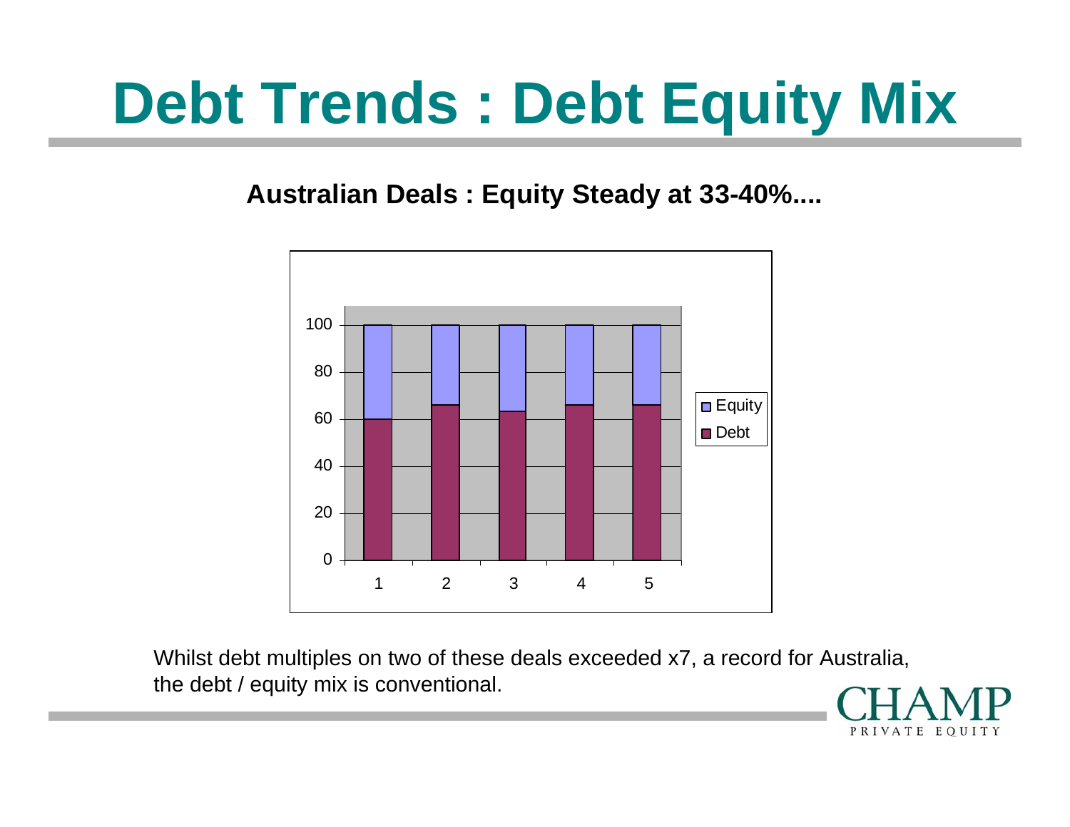# Debt Trends : Debt Equity Mix

**Australian Deals : Equity Steady at 33-40%....**

| Deal | Debt | Equity |
|---|---|---|
| 1 | 60 | 40 |
| 2 | 66 | 34 |
| 3 | 63 | 37 |
| 4 | 66 | 34 |
| 5 | 66 | 34 |

Whilst debt multiples on two of these deals exceeded x7, a record for Australia, the debt / equity mix is conventional.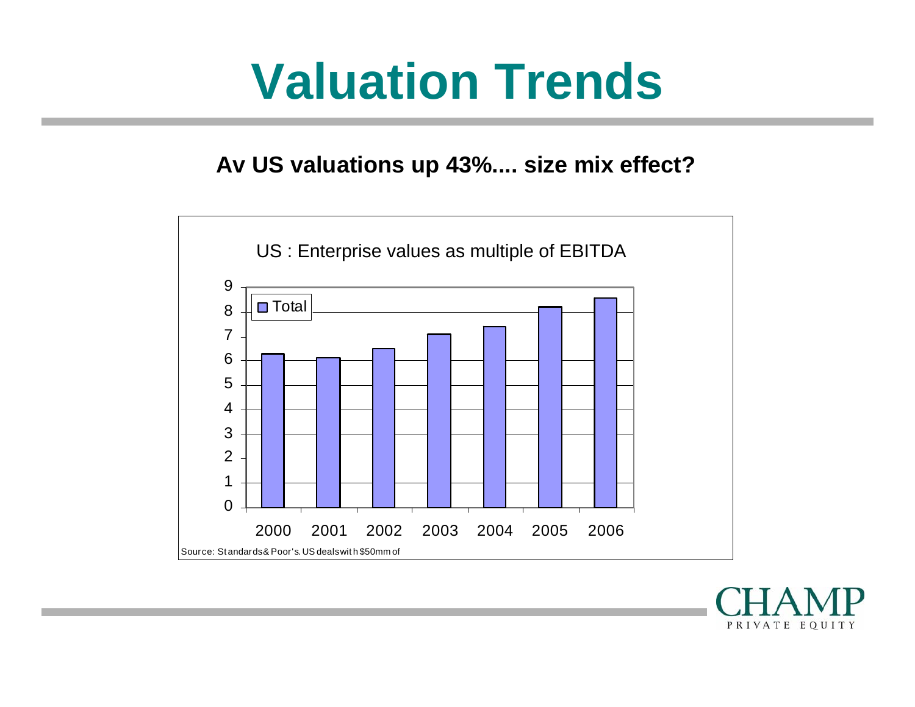# Valuation Trends

**Av US valuations up 43%.... size mix effect?**

US : Enterprise values as multiple of EBITDA

| Year | Total |
|---|---|
| 2000 | 6.3 |
| 2001 | 6.1 |
| 2002 | 6.5 |
| 2003 | 7.1 |
| 2004 | 7.4 |
| 2005 | 8.2 |
| 2006 | 8.6 |

Source: Standards& Poor's. US deals with $50mm of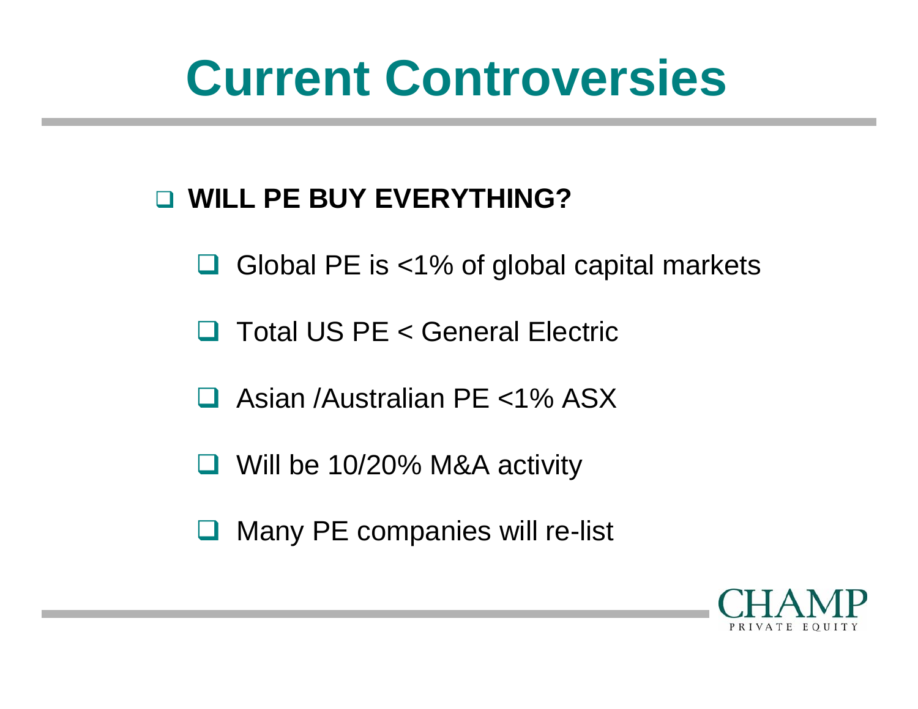# Current Controversies

- **WILL PE BUY EVERYTHING?**
  - Global PE is <1% of global capital markets
  - Total US PE < General Electric
  - Asian /Australian PE <1% ASX
  - Will be 10/20% M&A activity
  - Many PE companies will re-list

CHAMP PRIVATE EQUITY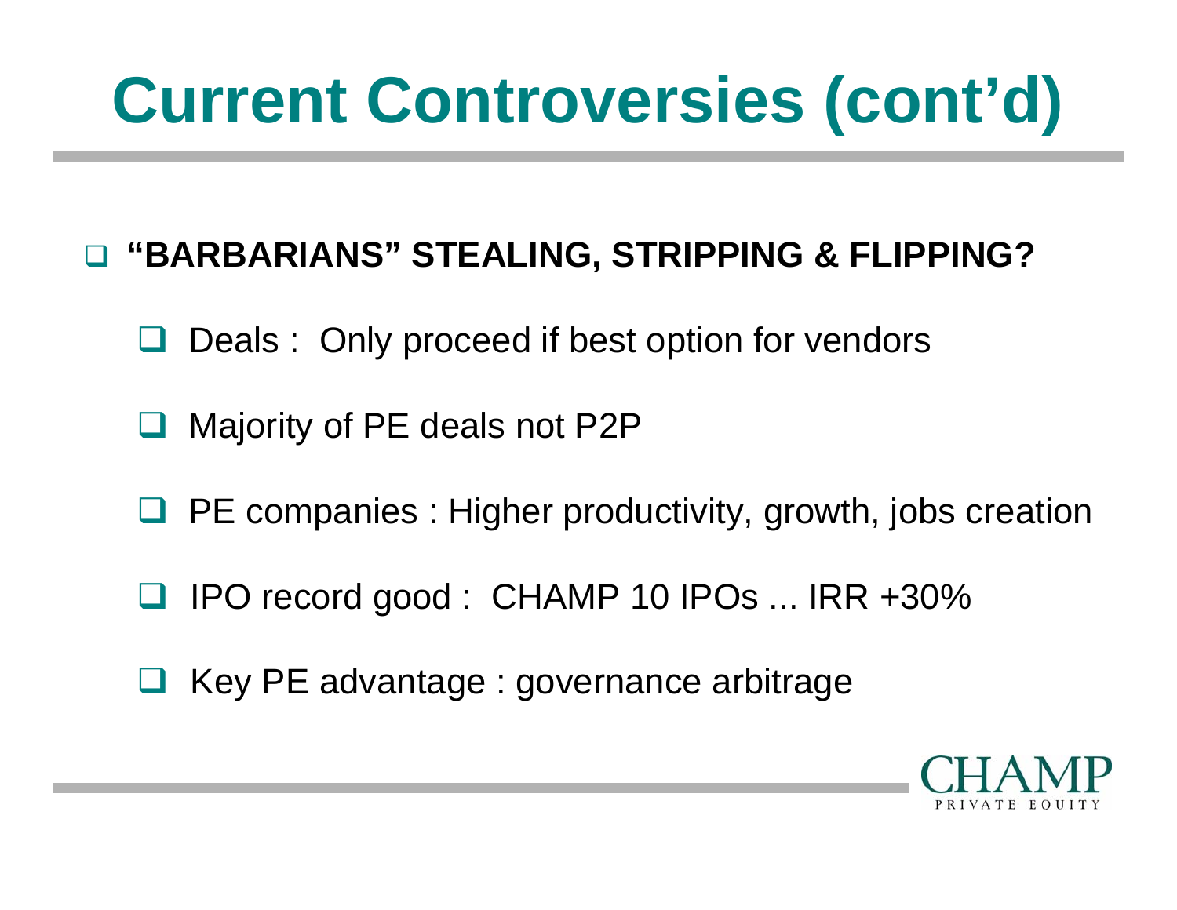# Current Controversies (cont'd)

- **"BARBARIANS" STEALING, STRIPPING & FLIPPING?**
  - Deals : Only proceed if best option for vendors
  - Majority of PE deals not P2P
  - PE companies : Higher productivity, growth, jobs creation
  - IPO record good : CHAMP 10 IPOs ... IRR +30%
  - Key PE advantage : governance arbitrage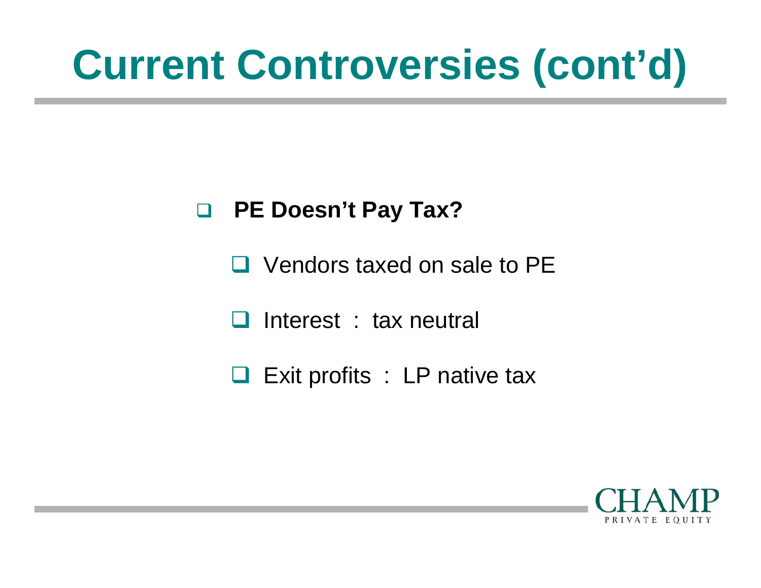# Current Controversies (cont'd)

- **PE Doesn't Pay Tax?**
  - Vendors taxed on sale to PE
  - Interest : tax neutral
  - Exit profits : LP native tax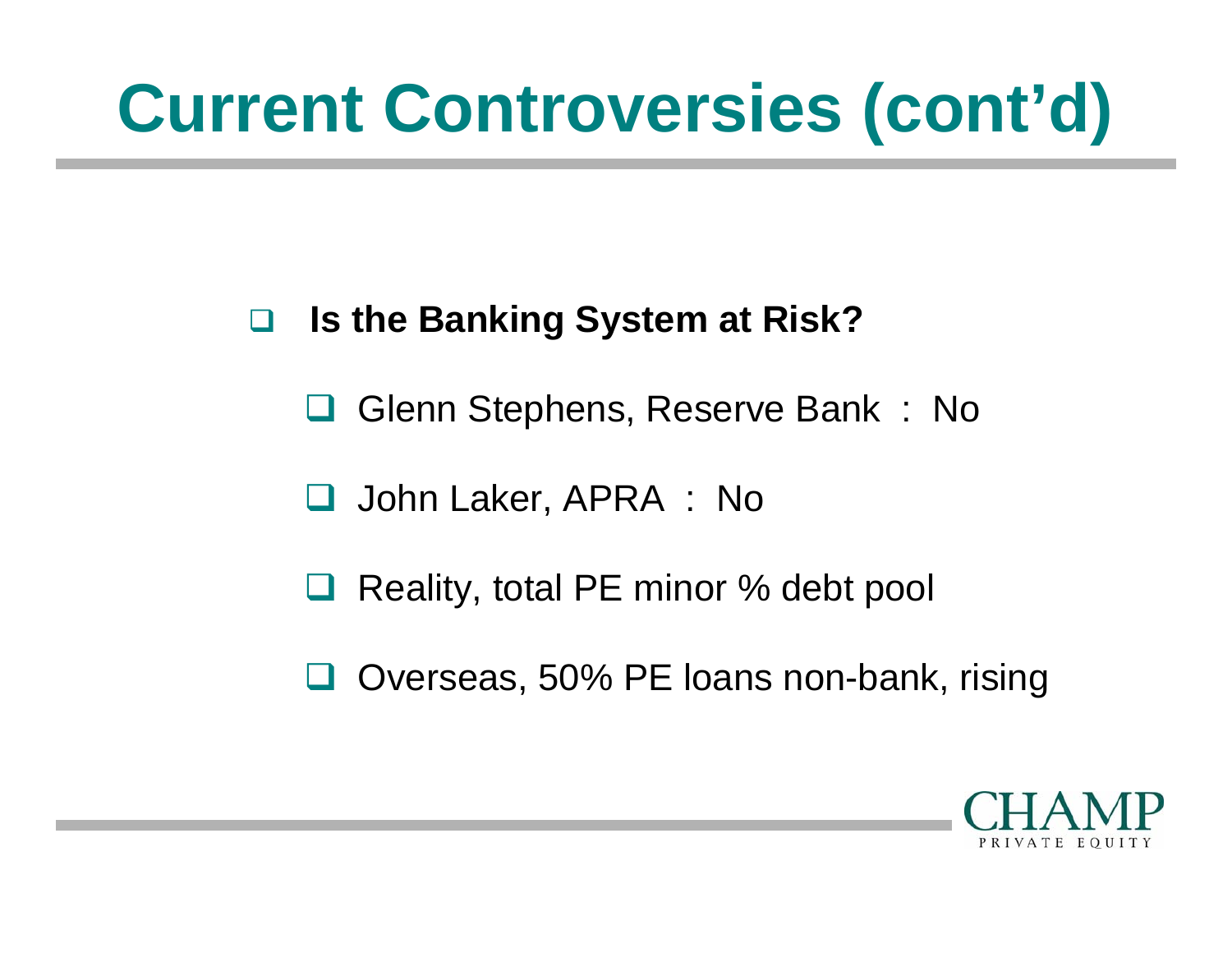# Current Controversies (cont'd)

- **Is the Banking System at Risk?**
  - Glenn Stephens, Reserve Bank : No
  - John Laker, APRA : No
  - Reality, total PE minor % debt pool
  - Overseas, 50% PE loans non-bank, rising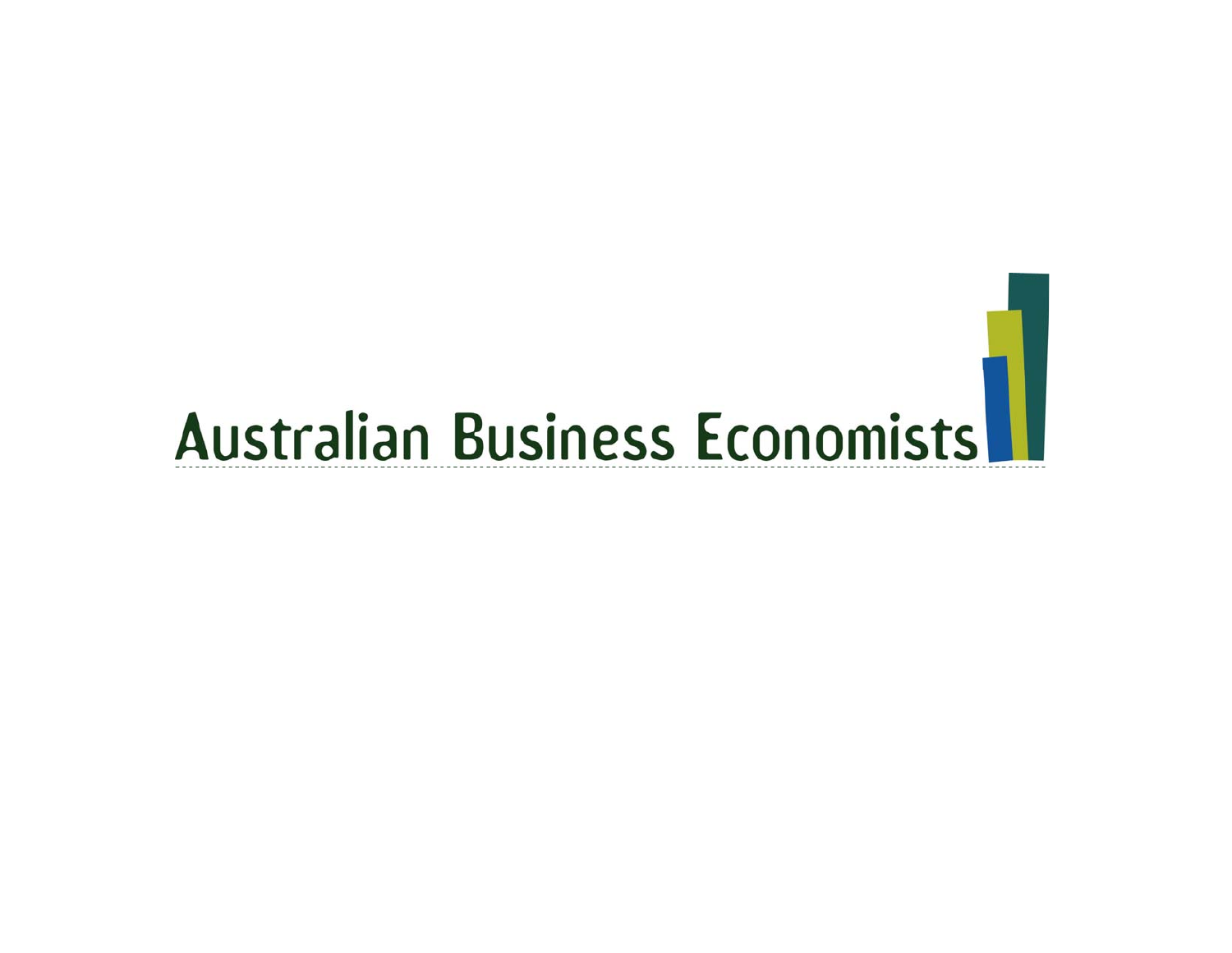Australian Business Economists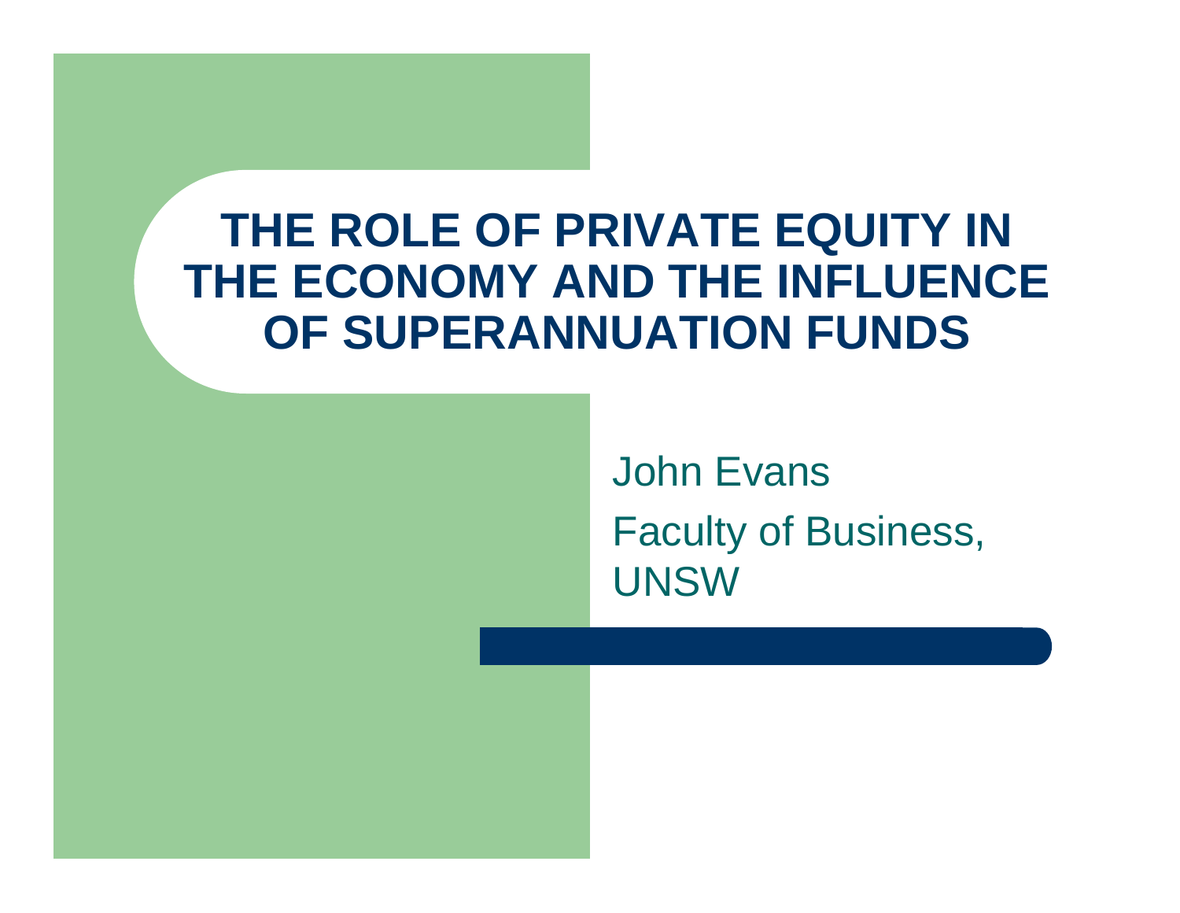# THE ROLE OF PRIVATE EQUITY IN THE ECONOMY AND THE INFLUENCE OF SUPERANNUATION FUNDS

John Evans

Faculty of Business, UNSW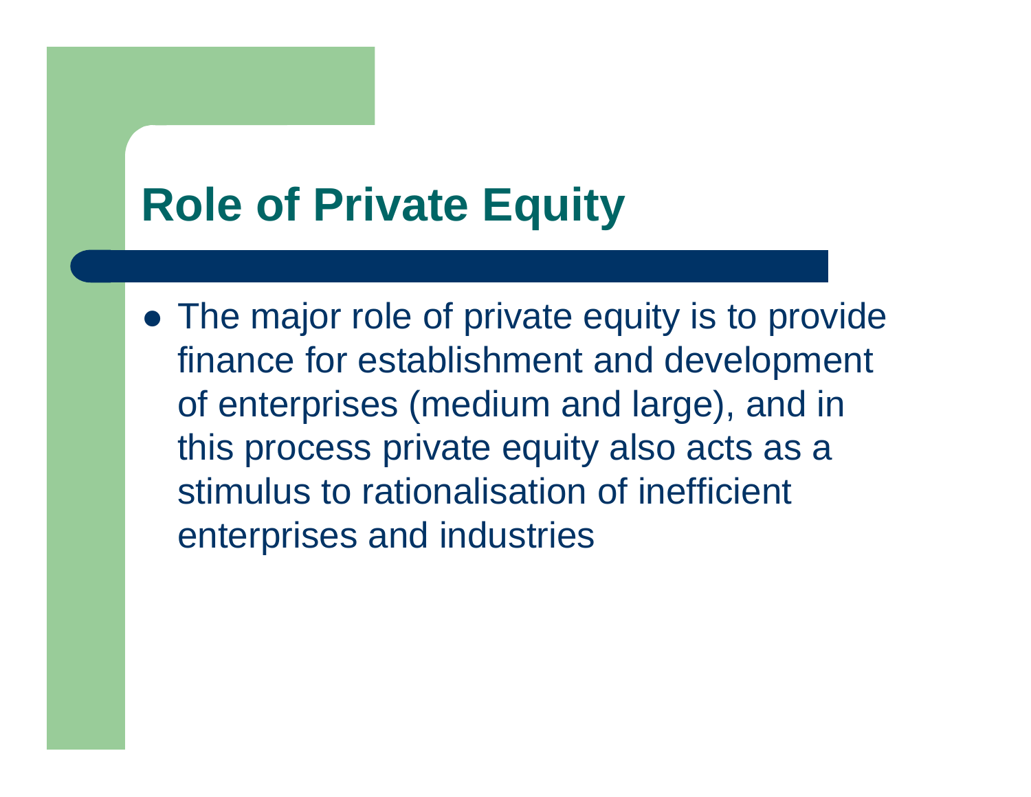# Role of Private Equity

- The major role of private equity is to provide finance for establishment and development of enterprises (medium and large), and in this process private equity also acts as a stimulus to rationalisation of inefficient enterprises and industries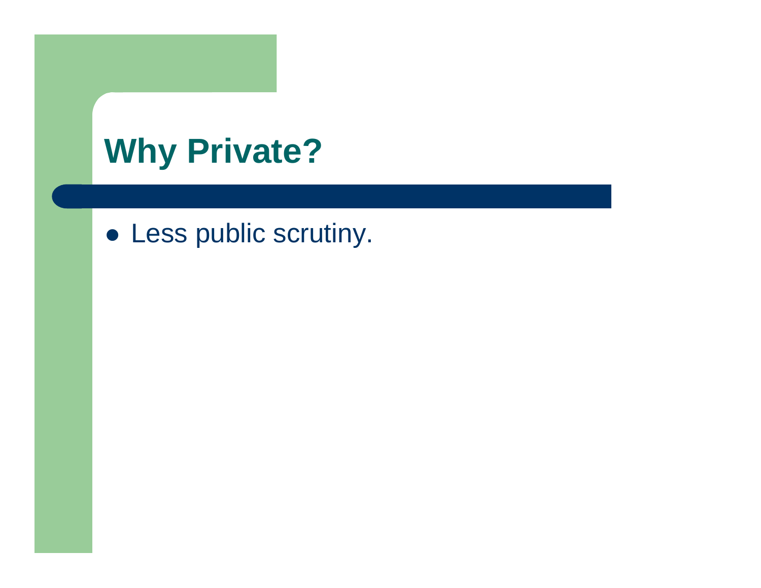# Why Private?

- Less public scrutiny.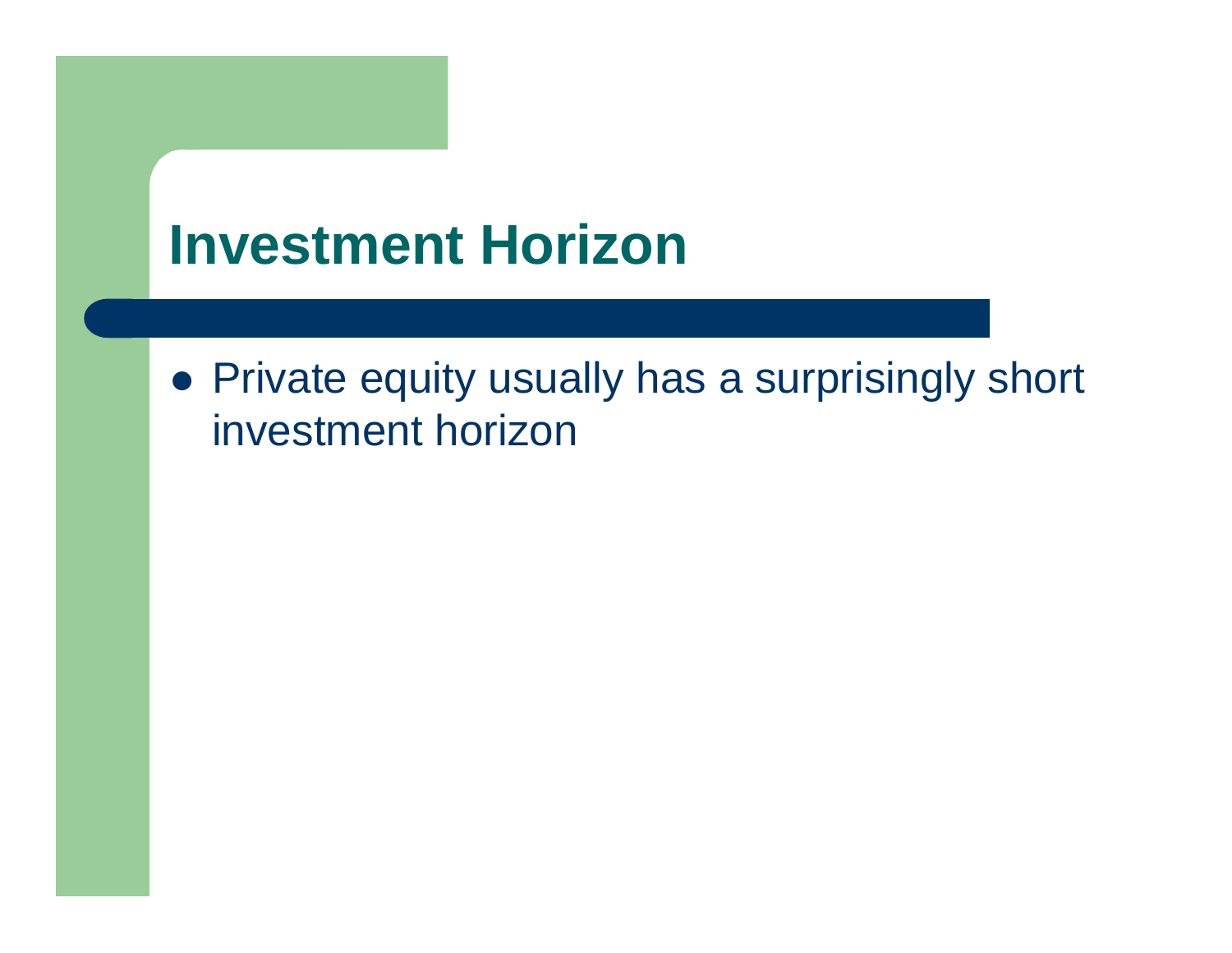# Investment Horizon

- Private equity usually has a surprisingly short investment horizon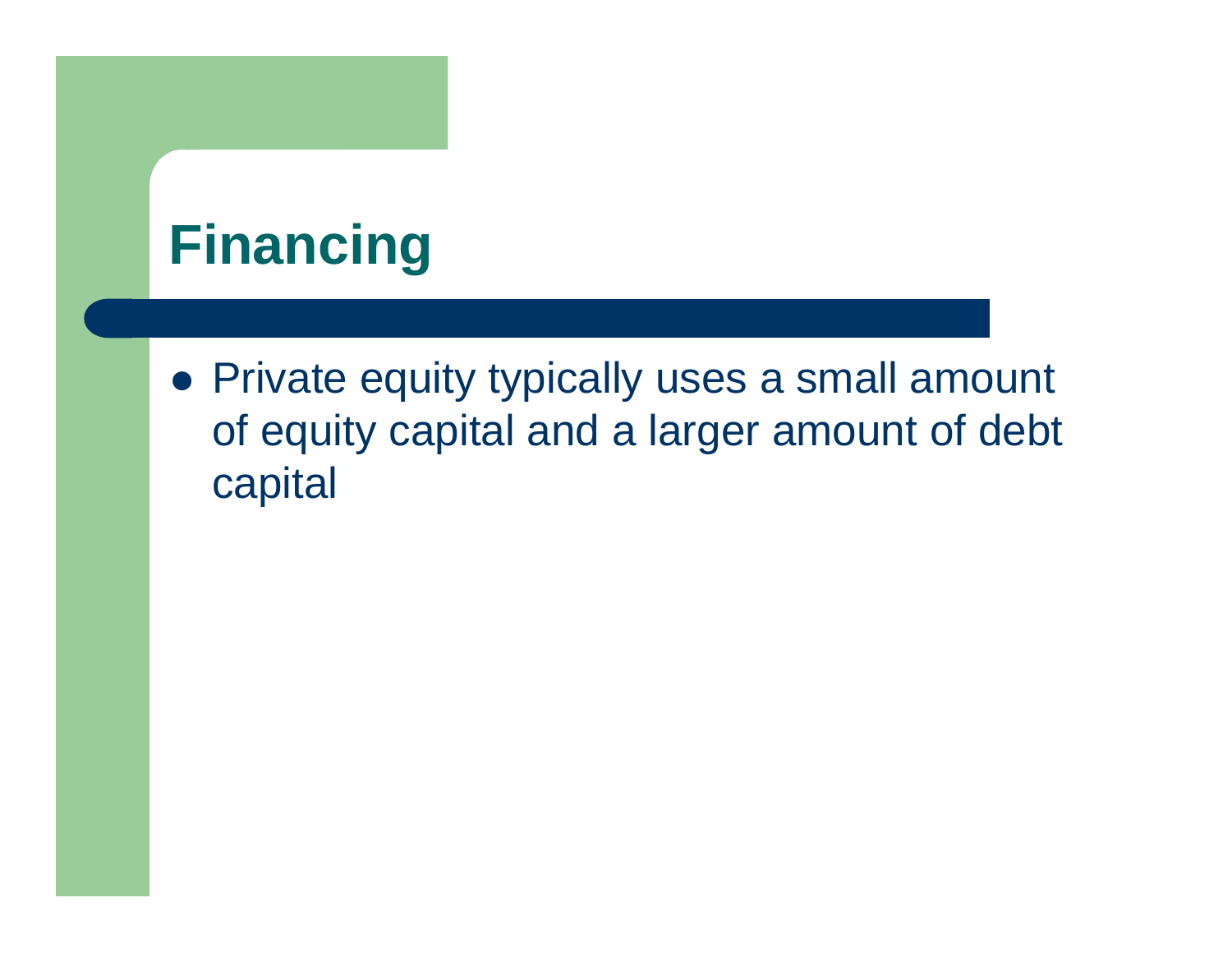# Financing

- Private equity typically uses a small amount of equity capital and a larger amount of debt capital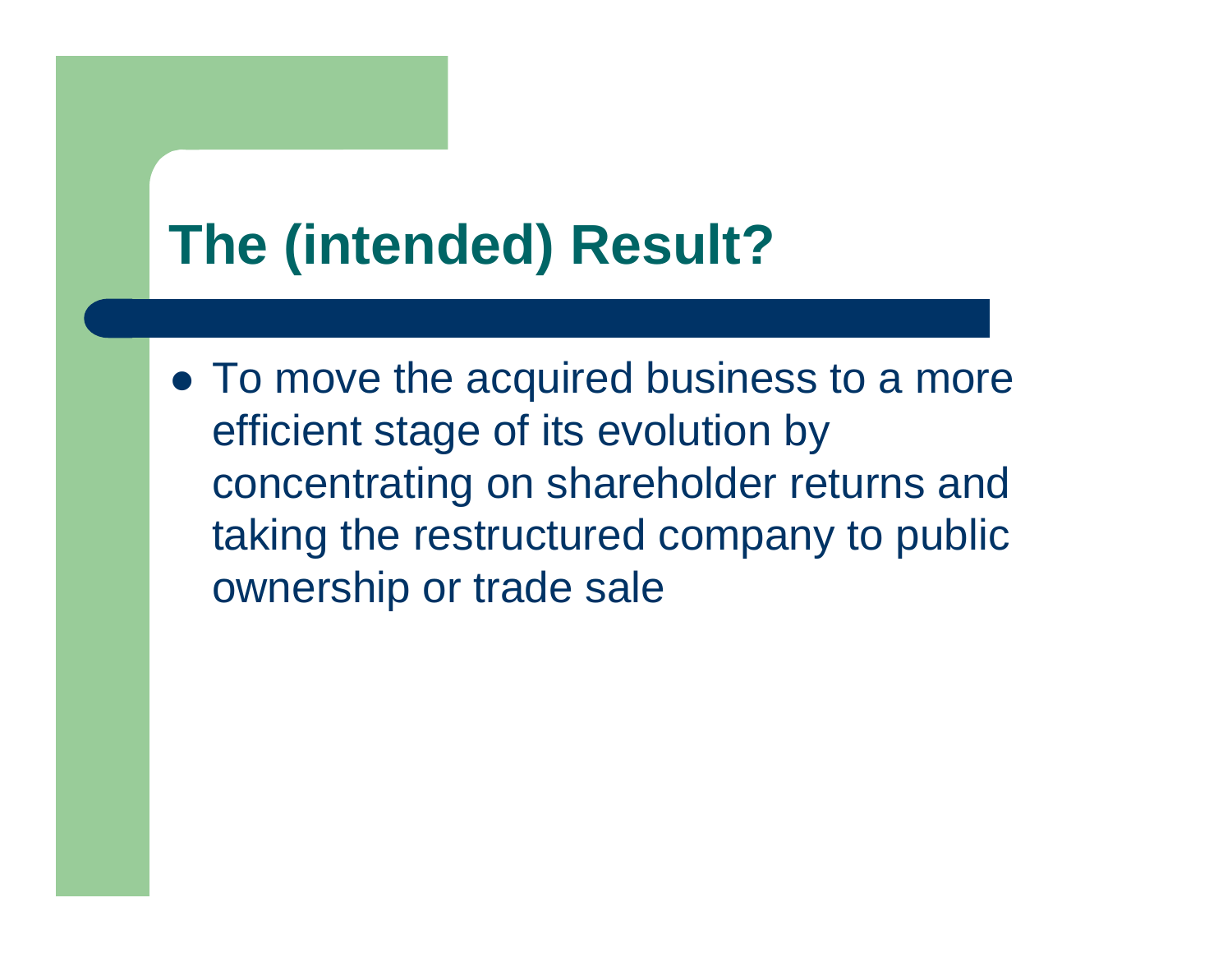# The (intended) Result?

- To move the acquired business to a more efficient stage of its evolution by concentrating on shareholder returns and taking the restructured company to public ownership or trade sale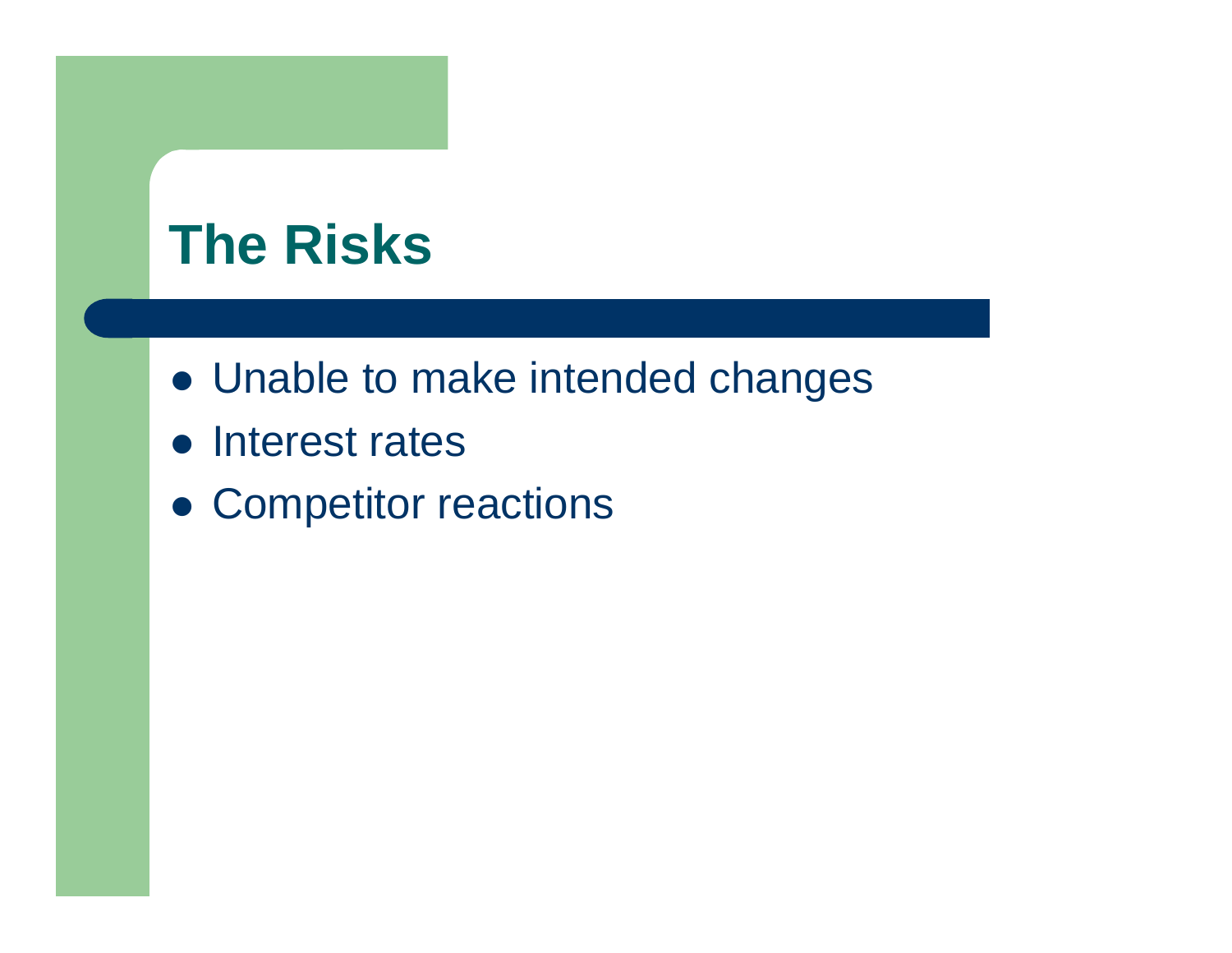# The Risks

- Unable to make intended changes
- Interest rates
- Competitor reactions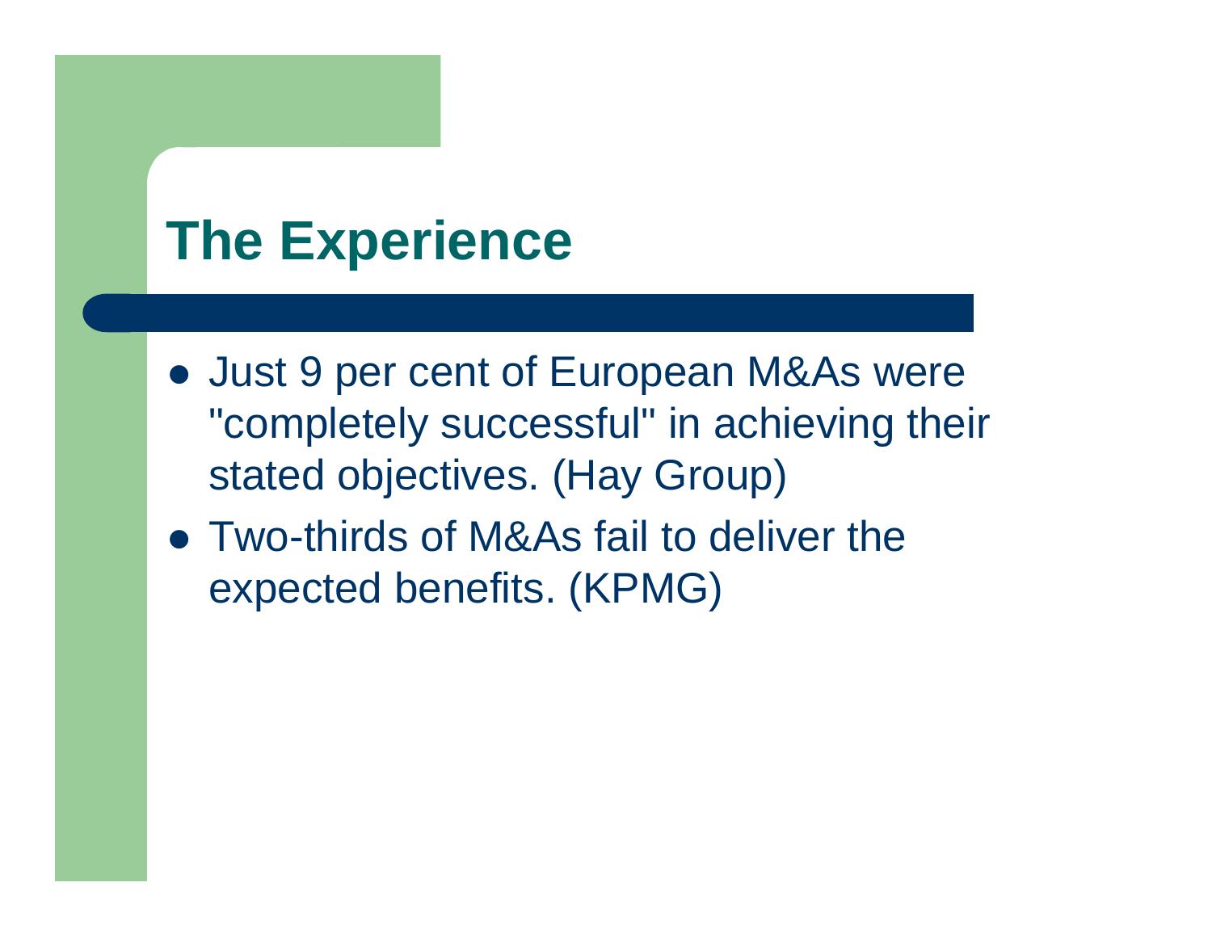# The Experience

- Just 9 per cent of European M&As were "completely successful" in achieving their stated objectives. (Hay Group)
- Two-thirds of M&As fail to deliver the expected benefits. (KPMG)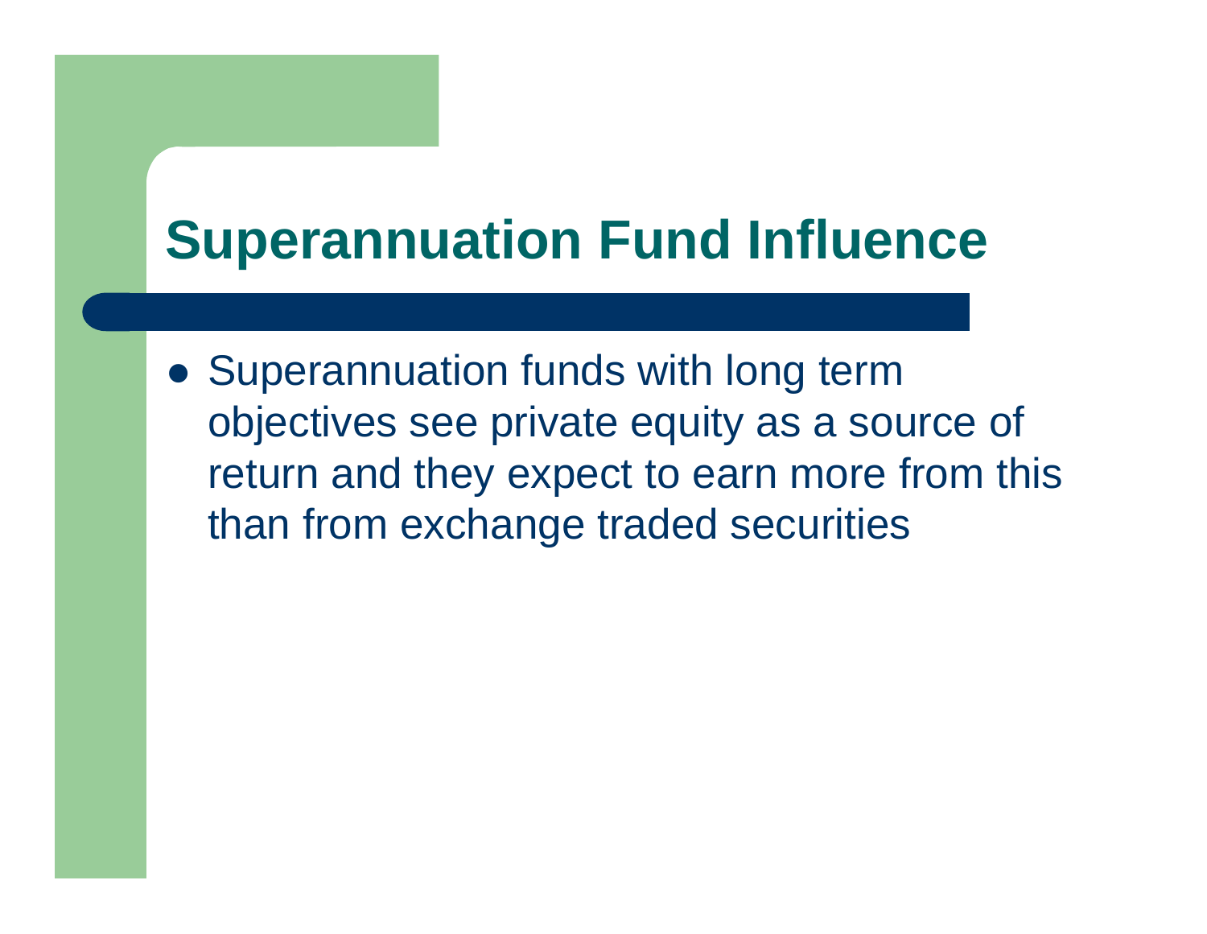# Superannuation Fund Influence

- Superannuation funds with long term objectives see private equity as a source of return and they expect to earn more from this than from exchange traded securities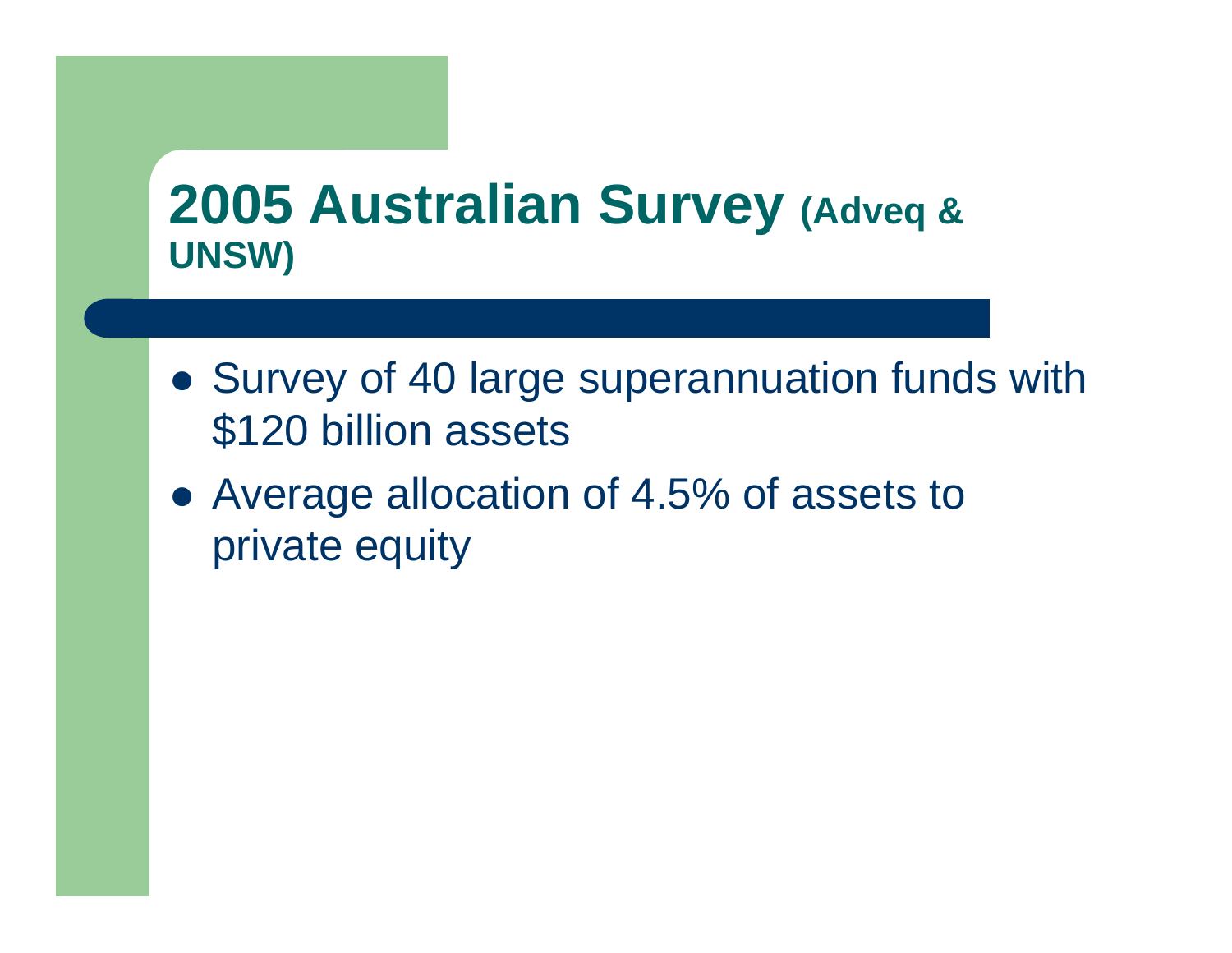# 2005 Australian Survey (Adveq & UNSW)

- Survey of 40 large superannuation funds with $120 billion assets
- Average allocation of 4.5% of assets to private equity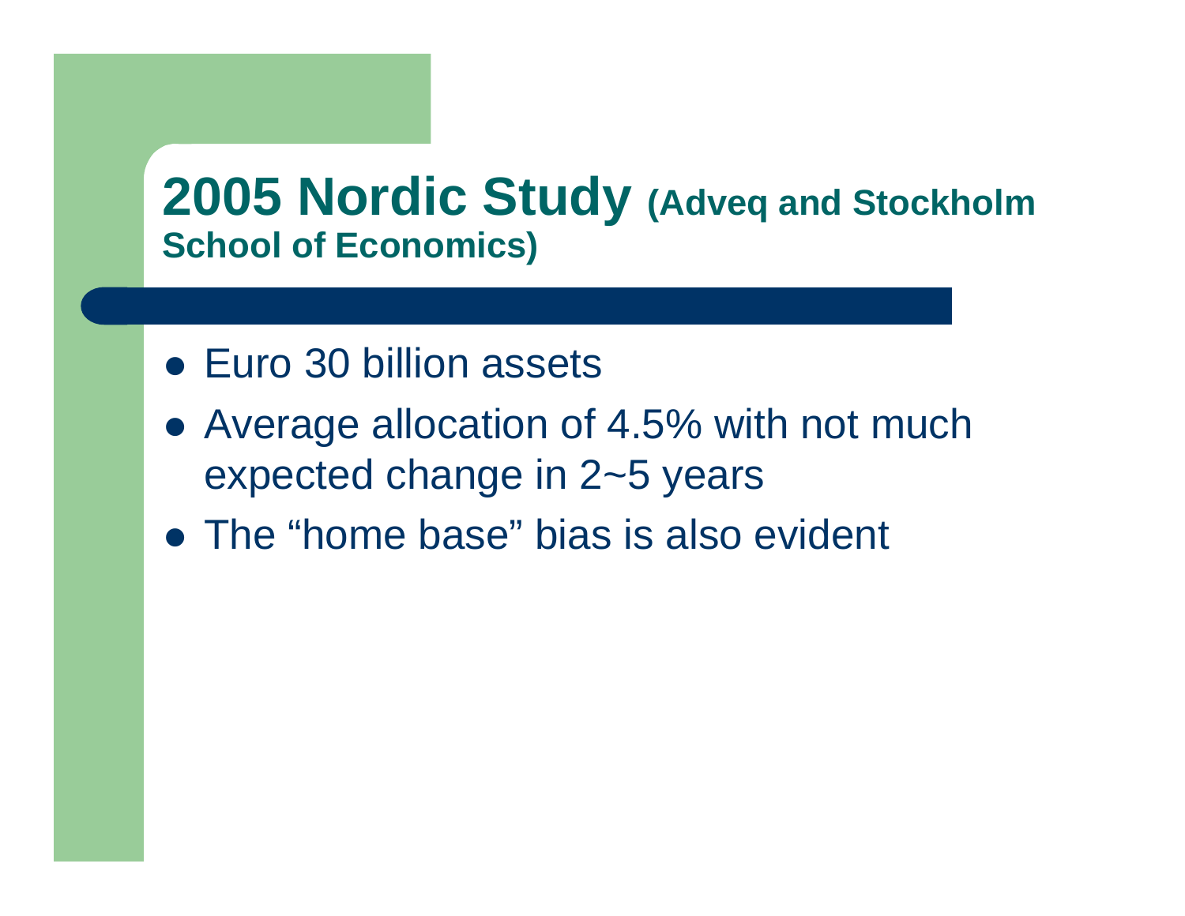# 2005 Nordic Study (Adveq and Stockholm School of Economics)

- Euro 30 billion assets
- Average allocation of 4.5% with not much expected change in 2~5 years
- The “home base” bias is also evident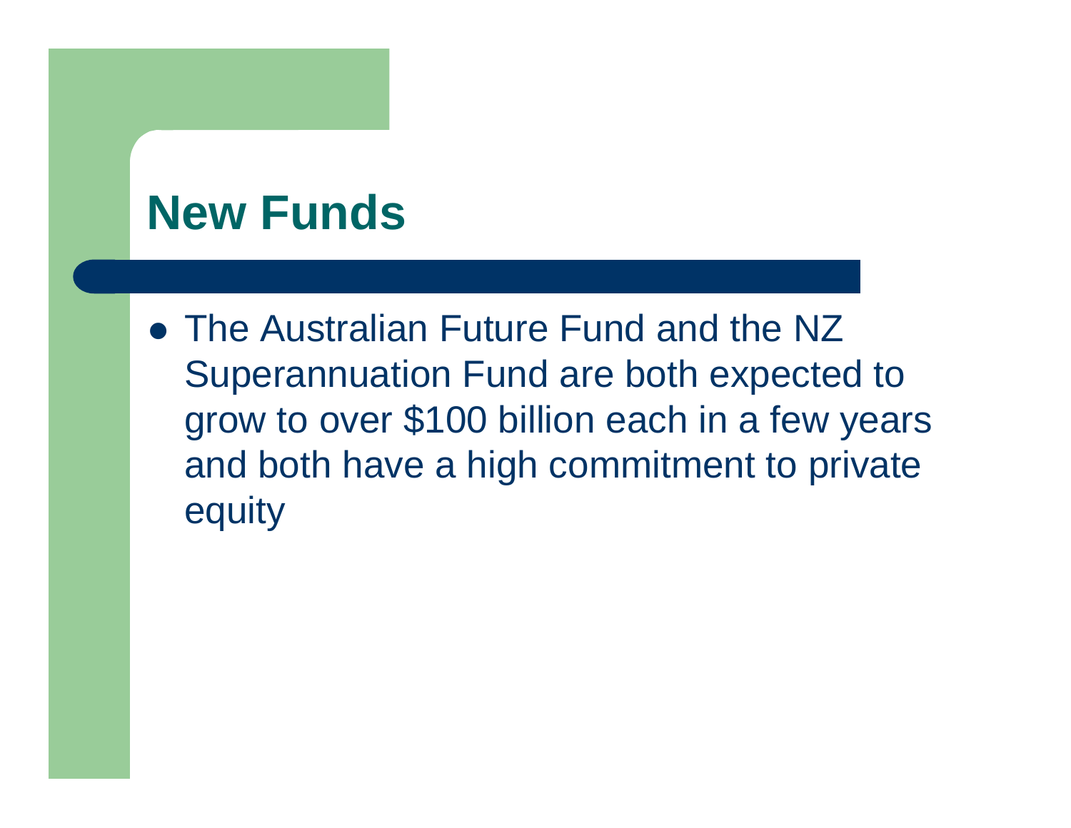# New Funds

- The Australian Future Fund and the NZ Superannuation Fund are both expected to grow to over $100 billion each in a few years and both have a high commitment to private equity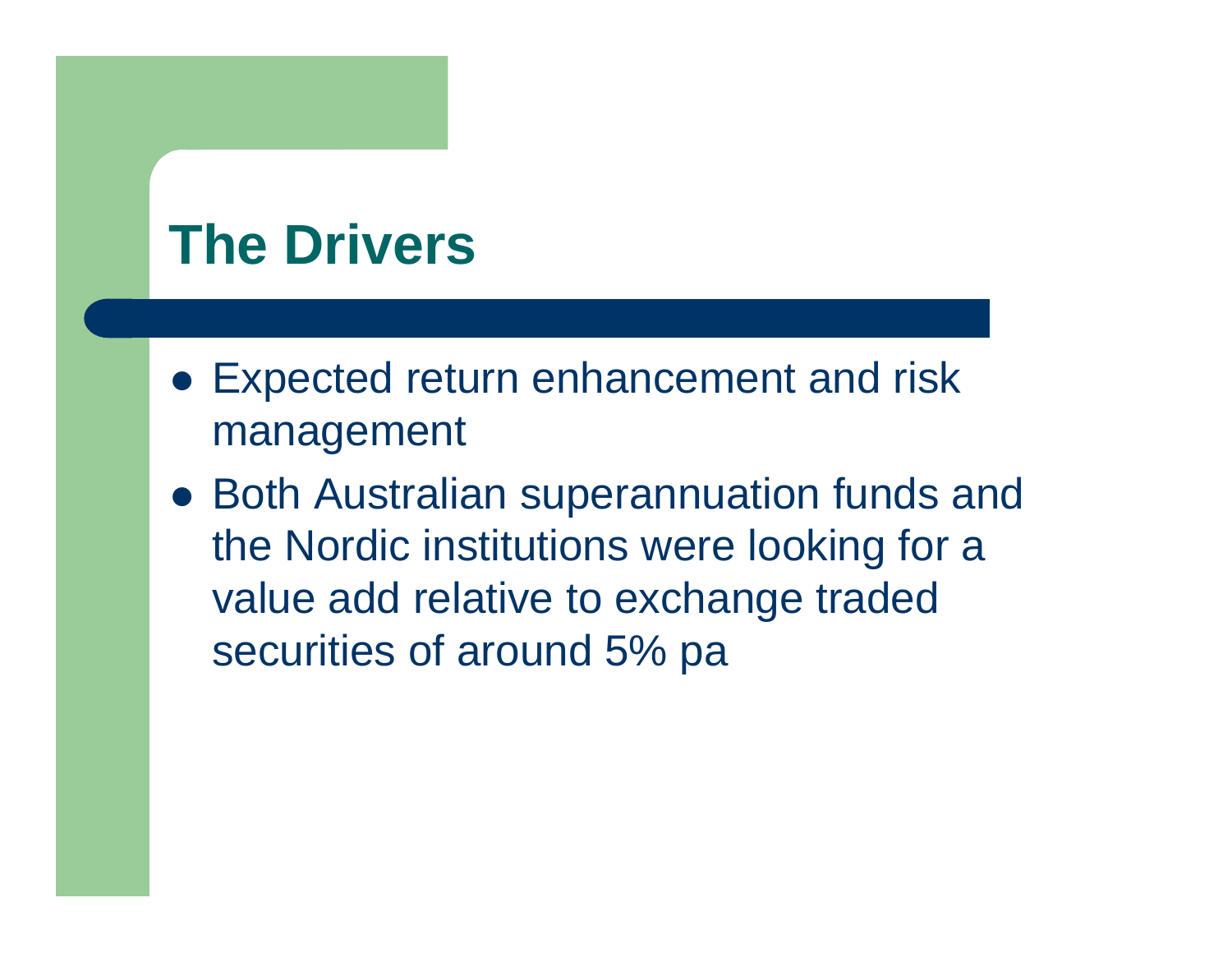# The Drivers

- Expected return enhancement and risk management
- Both Australian superannuation funds and the Nordic institutions were looking for a value add relative to exchange traded securities of around 5% pa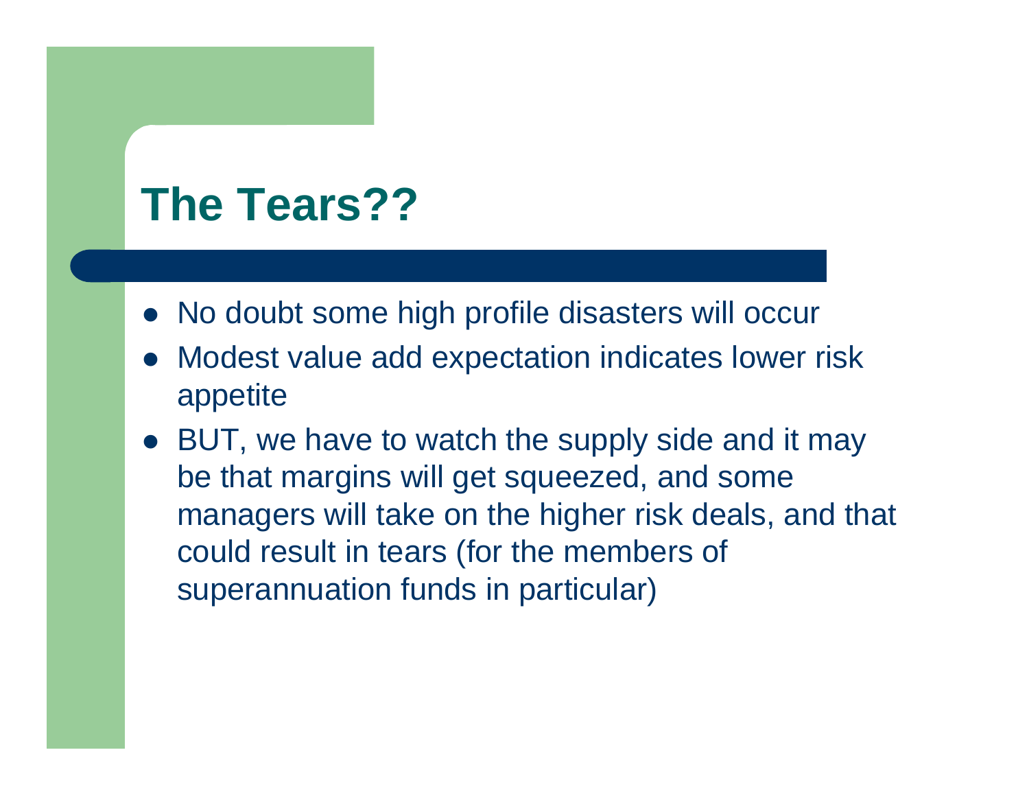# The Tears??

- No doubt some high profile disasters will occur
- Modest value add expectation indicates lower risk appetite
- BUT, we have to watch the supply side and it may be that margins will get squeezed, and some managers will take on the higher risk deals, and that could result in tears (for the members of superannuation funds in particular)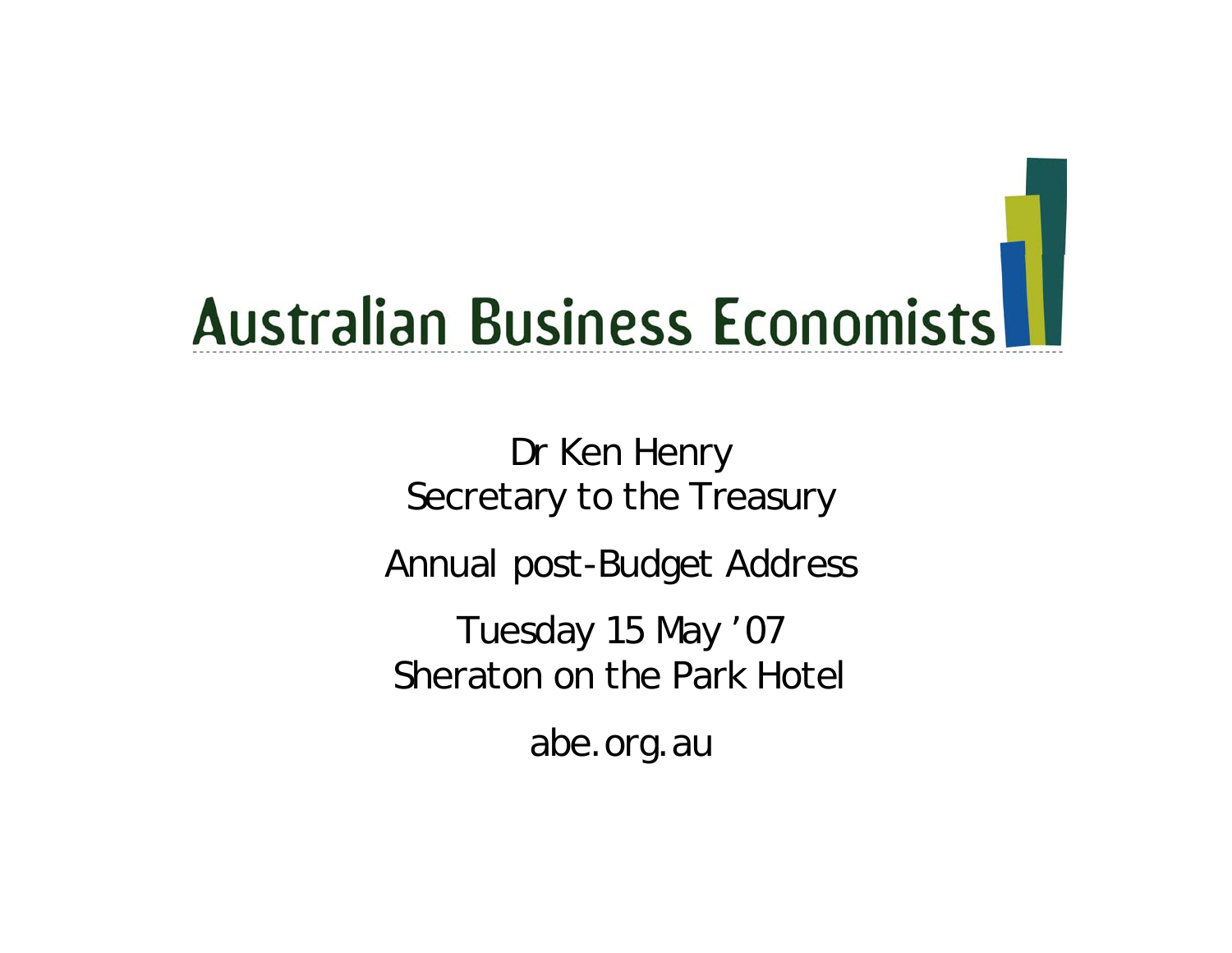# Australian Business Economists

Dr Ken Henry
Secretary to the Treasury

Annual post-Budget Address

Tuesday 15 May '07
Sheraton on the Park Hotel

abe.org.au